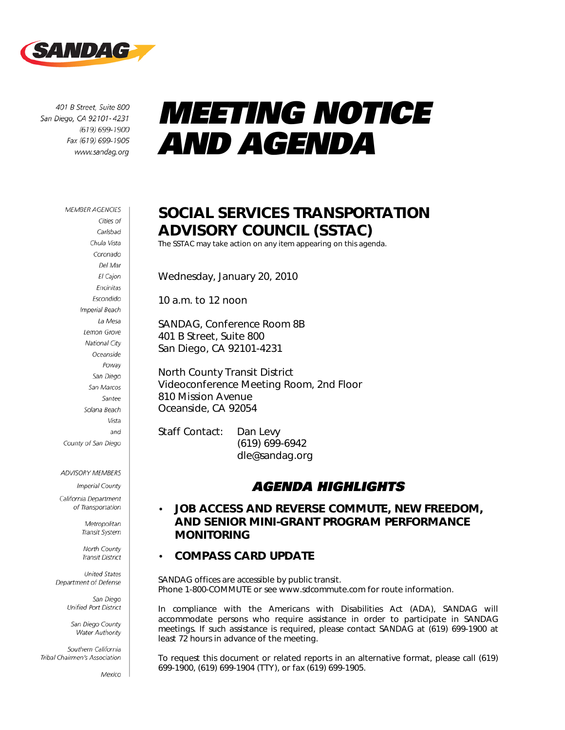SANDAG

401 B Street, Suite 800
San Diego, CA 92101-4231
(619) 699-1900
Fax (619) 699-1905
www.sandag.org

# MEETING NOTICE AND AGENDA

MEMBER AGENCIES
Cities of
Carlsbad
Chula Vista
Coronado
Del Mar
El Cajon
Encinitas
Escondido
Imperial Beach
La Mesa
Lemon Grove
National City
Oceanside
Poway
San Diego
San Marcos
Santee
Solana Beach
Vista
and
County of San Diego

ADVISORY MEMBERS
Imperial County
California Department of Transportation
Metropolitan Transit System
North County Transit District
United States Department of Defense
San Diego Unified Port District
San Diego County Water Authority
Southern California Tribal Chairmen's Association
Mexico

## SOCIAL SERVICES TRANSPORTATION ADVISORY COUNCIL (SSTAC)

The SSTAC may take action on any item appearing on this agenda.

Wednesday, January 20, 2010

10 a.m. to 12 noon

SANDAG, Conference Room 8B
401 B Street, Suite 800
San Diego, CA 92101-4231

North County Transit District
Videoconference Meeting Room, 2nd Floor
810 Mission Avenue
Oceanside, CA 92054

Staff Contact: Dan Levy
(619) 699-6942
dle@sandag.org

## *AGENDA HIGHLIGHTS*

- **JOB ACCESS AND REVERSE COMMUTE, NEW FREEDOM, AND SENIOR MINI-GRANT PROGRAM PERFORMANCE MONITORING**
- **COMPASS CARD UPDATE**

SANDAG offices are accessible by public transit.
Phone 1-800-COMMUTE or see www.sdcommute.com for route information.

In compliance with the Americans with Disabilities Act (ADA), SANDAG will accommodate persons who require assistance in order to participate in SANDAG meetings. If such assistance is required, please contact SANDAG at (619) 699-1900 at least 72 hours in advance of the meeting.

To request this document or related reports in an alternative format, please call (619) 699-1900, (619) 699-1904 (TTY), or fax (619) 699-1905.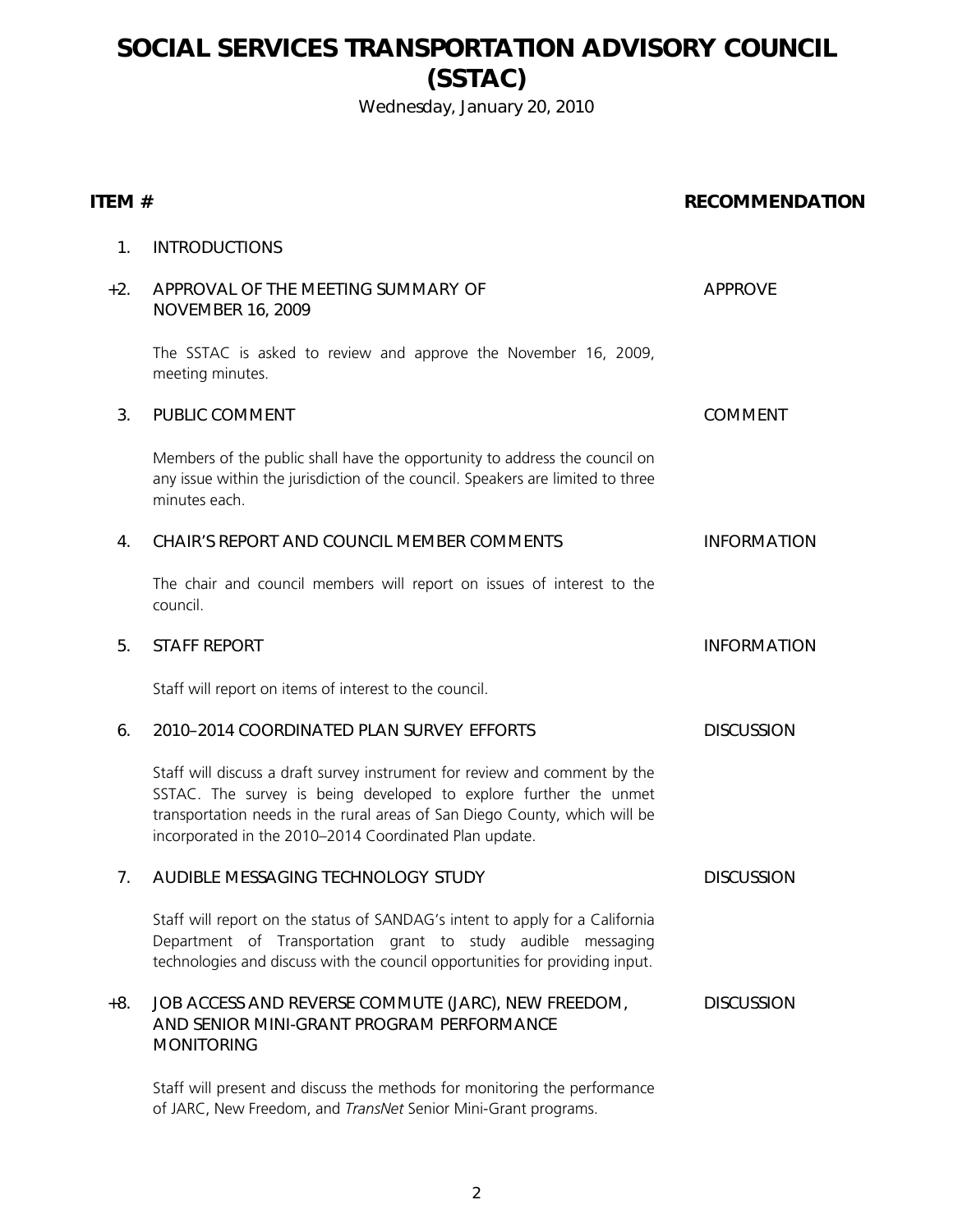# SOCIAL SERVICES TRANSPORTATION ADVISORY COUNCIL (SSTAC)

Wednesday, January 20, 2010

| ITEM # | | RECOMMENDATION |
|---|---|---|
| 1. | INTRODUCTIONS | |
| +2. | APPROVAL OF THE MEETING SUMMARY OF NOVEMBER 16, 2009<br><br>The SSTAC is asked to review and approve the November 16, 2009, meeting minutes. | APPROVE |
| 3. | PUBLIC COMMENT<br><br>Members of the public shall have the opportunity to address the council on any issue within the jurisdiction of the council. Speakers are limited to three minutes each. | COMMENT |
| 4. | CHAIR'S REPORT AND COUNCIL MEMBER COMMENTS<br><br>The chair and council members will report on issues of interest to the council. | INFORMATION |
| 5. | STAFF REPORT<br><br>Staff will report on items of interest to the council. | INFORMATION |
| 6. | 2010–2014 COORDINATED PLAN SURVEY EFFORTS<br><br>Staff will discuss a draft survey instrument for review and comment by the SSTAC. The survey is being developed to explore further the unmet transportation needs in the rural areas of San Diego County, which will be incorporated in the 2010–2014 Coordinated Plan update. | DISCUSSION |
| 7. | AUDIBLE MESSAGING TECHNOLOGY STUDY<br><br>Staff will report on the status of SANDAG's intent to apply for a California Department of Transportation grant to study audible messaging technologies and discuss with the council opportunities for providing input. | DISCUSSION |
| +8. | JOB ACCESS AND REVERSE COMMUTE (JARC), NEW FREEDOM, AND SENIOR MINI-GRANT PROGRAM PERFORMANCE MONITORING<br><br>Staff will present and discuss the methods for monitoring the performance of JARC, New Freedom, and *TransNet* Senior Mini-Grant programs. | DISCUSSION |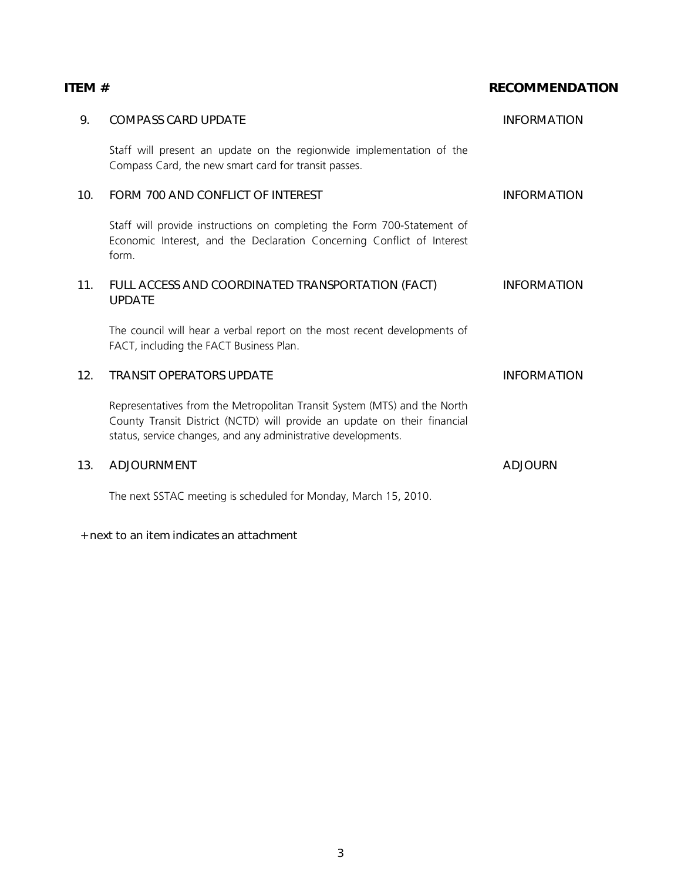| ITEM # | | RECOMMENDATION |
|---|---|---|
| 9. | COMPASS CARD UPDATE | INFORMATION |
| | Staff will present an update on the regionwide implementation of the Compass Card, the new smart card for transit passes. | |
| 10. | FORM 700 AND CONFLICT OF INTEREST | INFORMATION |
| | Staff will provide instructions on completing the Form 700-Statement of Economic Interest, and the Declaration Concerning Conflict of Interest form. | |
| 11. | FULL ACCESS AND COORDINATED TRANSPORTATION (FACT) UPDATE | INFORMATION |
| | The council will hear a verbal report on the most recent developments of FACT, including the FACT Business Plan. | |
| 12. | TRANSIT OPERATORS UPDATE | INFORMATION |
| | Representatives from the Metropolitan Transit System (MTS) and the North County Transit District (NCTD) will provide an update on their financial status, service changes, and any administrative developments. | |
| 13. | ADJOURNMENT | ADJOURN |
| | The next SSTAC meeting is scheduled for Monday, March 15, 2010. | |

+ next to an item indicates an attachment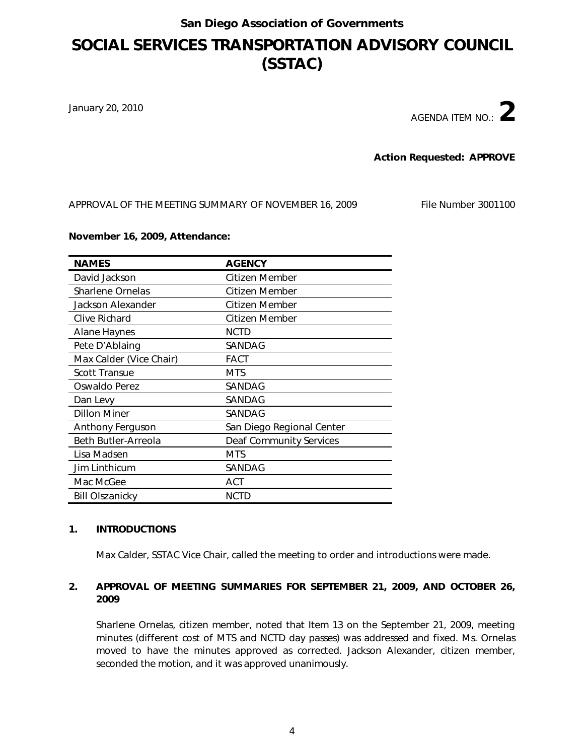San Diego Association of Governments

# SOCIAL SERVICES TRANSPORTATION ADVISORY COUNCIL (SSTAC)

January 20, 2010

AGENDA ITEM NO.: **2**

**Action Requested: APPROVE**

APPROVAL OF THE MEETING SUMMARY OF NOVEMBER 16, 2009 File Number 3001100

**November 16, 2009, Attendance:**

| NAMES | AGENCY |
|---|---|
| David Jackson | Citizen Member |
| Sharlene Ornelas | Citizen Member |
| Jackson Alexander | Citizen Member |
| Clive Richard | Citizen Member |
| Alane Haynes | NCTD |
| Pete D'Ablaing | SANDAG |
| Max Calder (Vice Chair) | FACT |
| Scott Transue | MTS |
| Oswaldo Perez | SANDAG |
| Dan Levy | SANDAG |
| Dillon Miner | SANDAG |
| Anthony Ferguson | San Diego Regional Center |
| Beth Butler-Arreola | Deaf Community Services |
| Lisa Madsen | MTS |
| Jim Linthicum | SANDAG |
| Mac McGee | ACT |
| Bill Olszanicky | NCTD |

## 1. INTRODUCTIONS

Max Calder, SSTAC Vice Chair, called the meeting to order and introductions were made.

## 2. APPROVAL OF MEETING SUMMARIES FOR SEPTEMBER 21, 2009, AND OCTOBER 26, 2009

Sharlene Ornelas, citizen member, noted that Item 13 on the September 21, 2009, meeting minutes (different cost of MTS and NCTD day passes) was addressed and fixed. Ms. Ornelas moved to have the minutes approved as corrected. Jackson Alexander, citizen member, seconded the motion, and it was approved unanimously.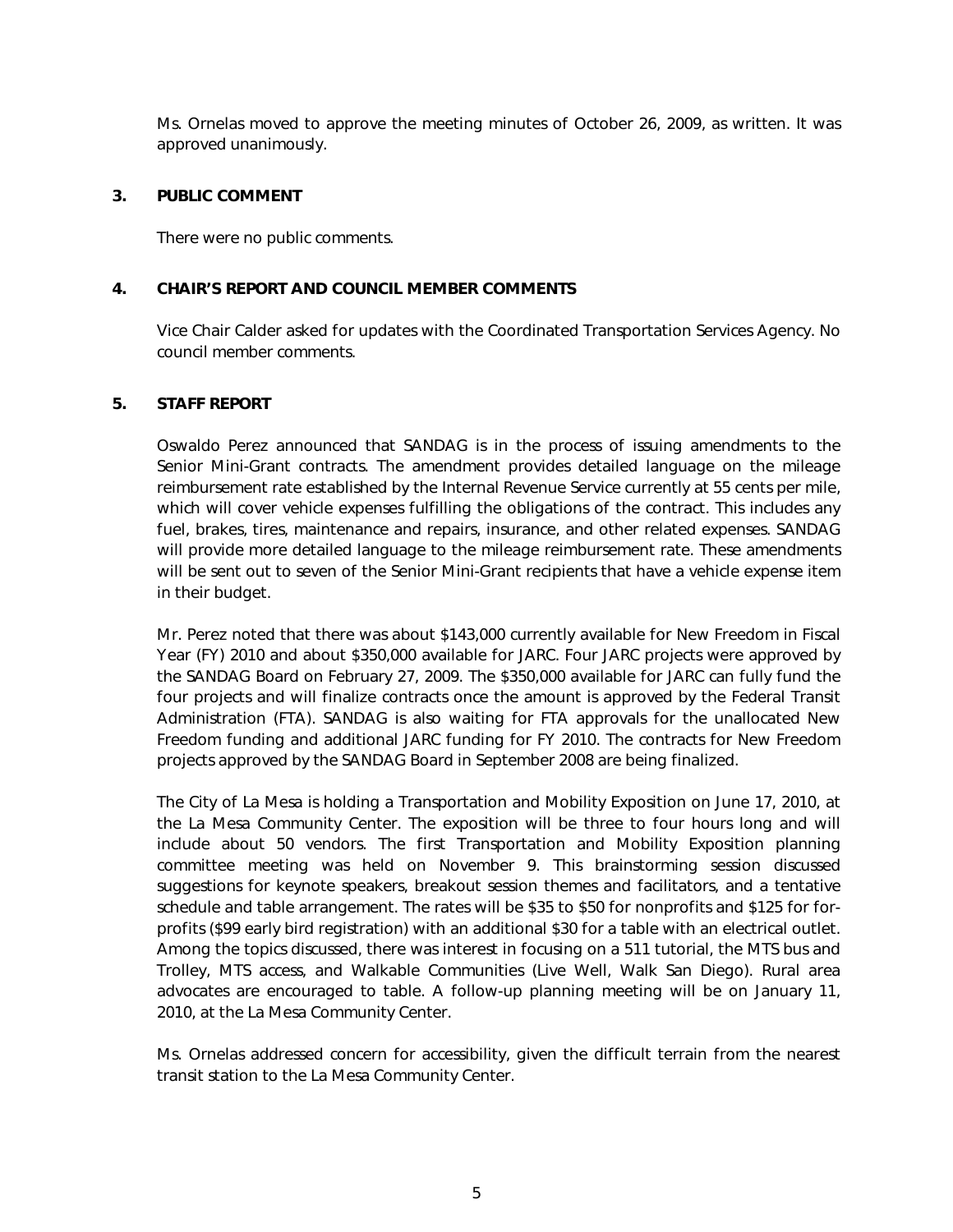Ms. Ornelas moved to approve the meeting minutes of October 26, 2009, as written. It was approved unanimously.

## 3. PUBLIC COMMENT

There were no public comments.

## 4. CHAIR'S REPORT AND COUNCIL MEMBER COMMENTS

Vice Chair Calder asked for updates with the Coordinated Transportation Services Agency. No council member comments.

## 5. STAFF REPORT

Oswaldo Perez announced that SANDAG is in the process of issuing amendments to the Senior Mini-Grant contracts. The amendment provides detailed language on the mileage reimbursement rate established by the Internal Revenue Service currently at 55 cents per mile, which will cover vehicle expenses fulfilling the obligations of the contract. This includes any fuel, brakes, tires, maintenance and repairs, insurance, and other related expenses. SANDAG will provide more detailed language to the mileage reimbursement rate. These amendments will be sent out to seven of the Senior Mini-Grant recipients that have a vehicle expense item in their budget.

Mr. Perez noted that there was about $143,000 currently available for New Freedom in Fiscal Year (FY) 2010 and about $350,000 available for JARC. Four JARC projects were approved by the SANDAG Board on February 27, 2009. The $350,000 available for JARC can fully fund the four projects and will finalize contracts once the amount is approved by the Federal Transit Administration (FTA). SANDAG is also waiting for FTA approvals for the unallocated New Freedom funding and additional JARC funding for FY 2010. The contracts for New Freedom projects approved by the SANDAG Board in September 2008 are being finalized.

The City of La Mesa is holding a Transportation and Mobility Exposition on June 17, 2010, at the La Mesa Community Center. The exposition will be three to four hours long and will include about 50 vendors. The first Transportation and Mobility Exposition planning committee meeting was held on November 9. This brainstorming session discussed suggestions for keynote speakers, breakout session themes and facilitators, and a tentative schedule and table arrangement. The rates will be $35 to $50 for nonprofits and $125 for for-profits ($99 early bird registration) with an additional $30 for a table with an electrical outlet. Among the topics discussed, there was interest in focusing on a 511 tutorial, the MTS bus and Trolley, MTS access, and Walkable Communities (Live Well, Walk San Diego). Rural area advocates are encouraged to table. A follow-up planning meeting will be on January 11, 2010, at the La Mesa Community Center.

Ms. Ornelas addressed concern for accessibility, given the difficult terrain from the nearest transit station to the La Mesa Community Center.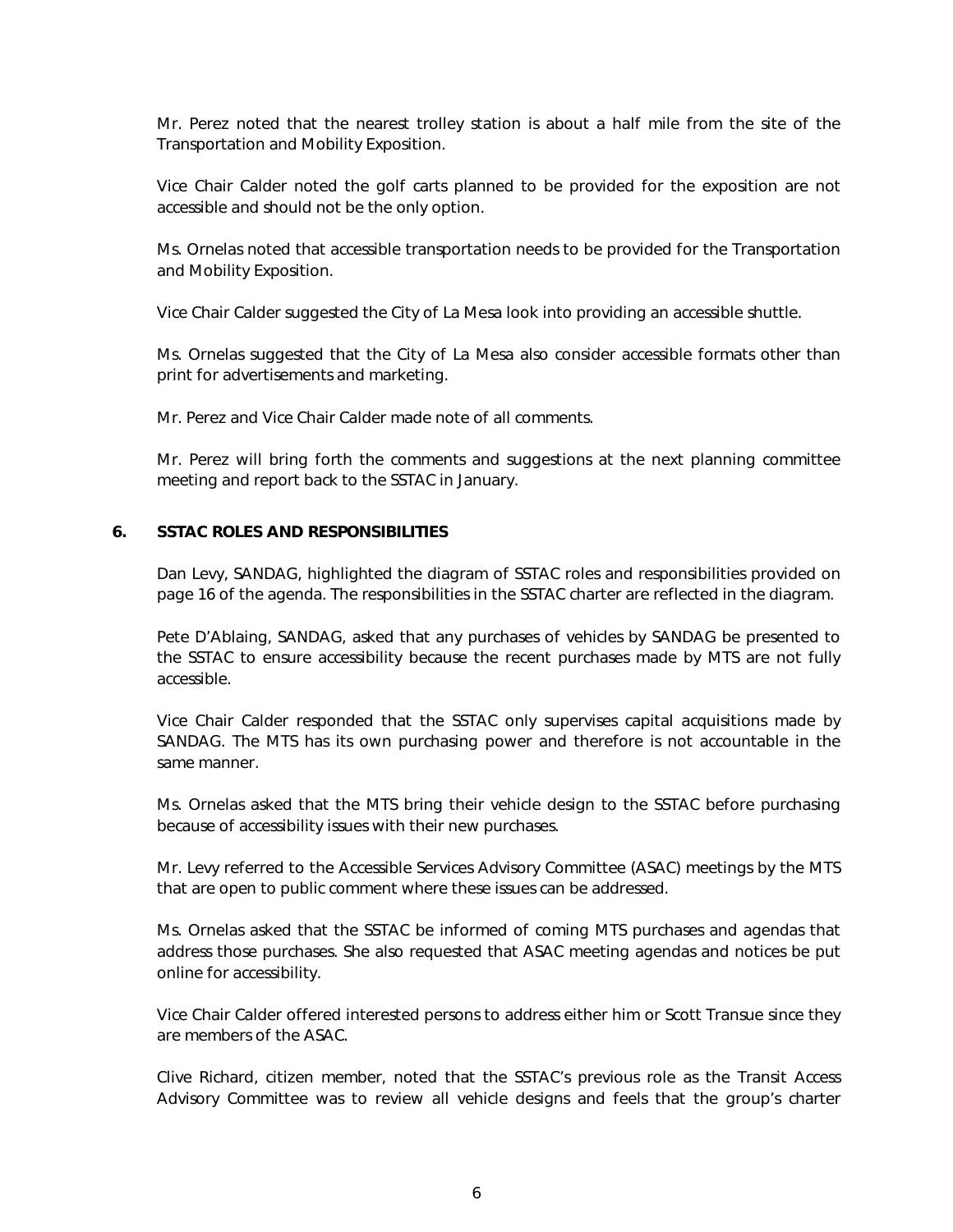Mr. Perez noted that the nearest trolley station is about a half mile from the site of the Transportation and Mobility Exposition.

Vice Chair Calder noted the golf carts planned to be provided for the exposition are not accessible and should not be the only option.

Ms. Ornelas noted that accessible transportation needs to be provided for the Transportation and Mobility Exposition.

Vice Chair Calder suggested the City of La Mesa look into providing an accessible shuttle.

Ms. Ornelas suggested that the City of La Mesa also consider accessible formats other than print for advertisements and marketing.

Mr. Perez and Vice Chair Calder made note of all comments.

Mr. Perez will bring forth the comments and suggestions at the next planning committee meeting and report back to the SSTAC in January.

**6. SSTAC ROLES AND RESPONSIBILITIES**

Dan Levy, SANDAG, highlighted the diagram of SSTAC roles and responsibilities provided on page 16 of the agenda. The responsibilities in the SSTAC charter are reflected in the diagram.

Pete D'Ablaing, SANDAG, asked that any purchases of vehicles by SANDAG be presented to the SSTAC to ensure accessibility because the recent purchases made by MTS are not fully accessible.

Vice Chair Calder responded that the SSTAC only supervises capital acquisitions made by SANDAG. The MTS has its own purchasing power and therefore is not accountable in the same manner.

Ms. Ornelas asked that the MTS bring their vehicle design to the SSTAC before purchasing because of accessibility issues with their new purchases.

Mr. Levy referred to the Accessible Services Advisory Committee (ASAC) meetings by the MTS that are open to public comment where these issues can be addressed.

Ms. Ornelas asked that the SSTAC be informed of coming MTS purchases and agendas that address those purchases. She also requested that ASAC meeting agendas and notices be put online for accessibility.

Vice Chair Calder offered interested persons to address either him or Scott Transue since they are members of the ASAC.

Clive Richard, citizen member, noted that the SSTAC's previous role as the Transit Access Advisory Committee was to review all vehicle designs and feels that the group's charter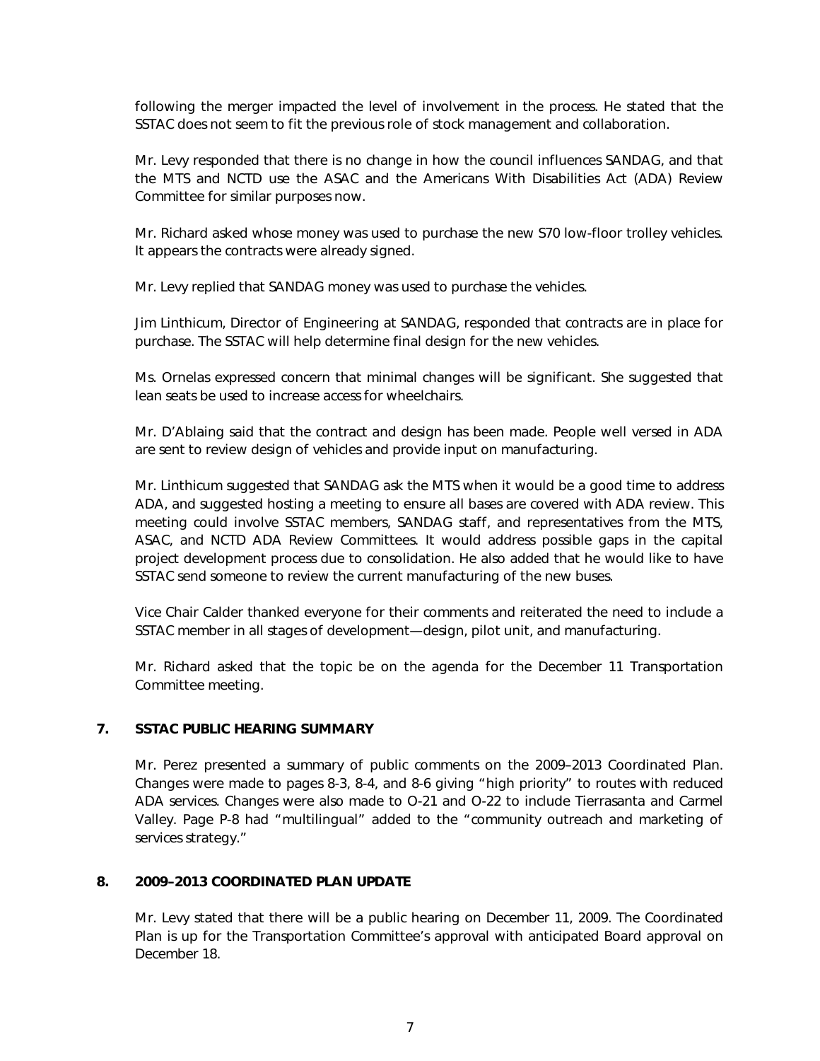following the merger impacted the level of involvement in the process. He stated that the SSTAC does not seem to fit the previous role of stock management and collaboration.

Mr. Levy responded that there is no change in how the council influences SANDAG, and that the MTS and NCTD use the ASAC and the Americans With Disabilities Act (ADA) Review Committee for similar purposes now.

Mr. Richard asked whose money was used to purchase the new S70 low-floor trolley vehicles. It appears the contracts were already signed.

Mr. Levy replied that SANDAG money was used to purchase the vehicles.

Jim Linthicum, Director of Engineering at SANDAG, responded that contracts are in place for purchase. The SSTAC will help determine final design for the new vehicles.

Ms. Ornelas expressed concern that minimal changes will be significant. She suggested that lean seats be used to increase access for wheelchairs.

Mr. D'Ablaing said that the contract and design has been made. People well versed in ADA are sent to review design of vehicles and provide input on manufacturing.

Mr. Linthicum suggested that SANDAG ask the MTS when it would be a good time to address ADA, and suggested hosting a meeting to ensure all bases are covered with ADA review. This meeting could involve SSTAC members, SANDAG staff, and representatives from the MTS, ASAC, and NCTD ADA Review Committees. It would address possible gaps in the capital project development process due to consolidation. He also added that he would like to have SSTAC send someone to review the current manufacturing of the new buses.

Vice Chair Calder thanked everyone for their comments and reiterated the need to include a SSTAC member in all stages of development—design, pilot unit, and manufacturing.

Mr. Richard asked that the topic be on the agenda for the December 11 Transportation Committee meeting.

## 7. SSTAC PUBLIC HEARING SUMMARY

Mr. Perez presented a summary of public comments on the 2009–2013 Coordinated Plan. Changes were made to pages 8-3, 8-4, and 8-6 giving "high priority" to routes with reduced ADA services. Changes were also made to O-21 and O-22 to include Tierrasanta and Carmel Valley. Page P-8 had "multilingual" added to the "community outreach and marketing of services strategy."

## 8. 2009–2013 COORDINATED PLAN UPDATE

Mr. Levy stated that there will be a public hearing on December 11, 2009. The Coordinated Plan is up for the Transportation Committee's approval with anticipated Board approval on December 18.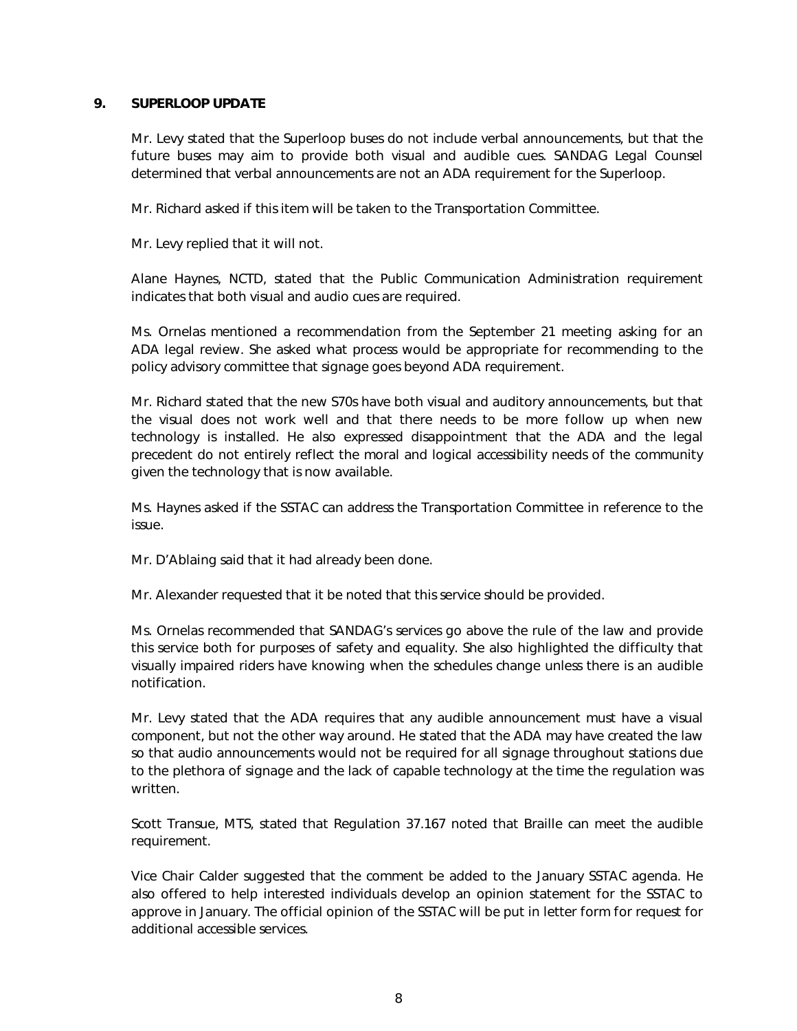## 9. SUPERLOOP UPDATE

Mr. Levy stated that the Superloop buses do not include verbal announcements, but that the future buses may aim to provide both visual and audible cues. SANDAG Legal Counsel determined that verbal announcements are not an ADA requirement for the Superloop.

Mr. Richard asked if this item will be taken to the Transportation Committee.

Mr. Levy replied that it will not.

Alane Haynes, NCTD, stated that the Public Communication Administration requirement indicates that both visual and audio cues are required.

Ms. Ornelas mentioned a recommendation from the September 21 meeting asking for an ADA legal review. She asked what process would be appropriate for recommending to the policy advisory committee that signage goes beyond ADA requirement.

Mr. Richard stated that the new S70s have both visual and auditory announcements, but that the visual does not work well and that there needs to be more follow up when new technology is installed. He also expressed disappointment that the ADA and the legal precedent do not entirely reflect the moral and logical accessibility needs of the community given the technology that is now available.

Ms. Haynes asked if the SSTAC can address the Transportation Committee in reference to the issue.

Mr. D'Ablaing said that it had already been done.

Mr. Alexander requested that it be noted that this service should be provided.

Ms. Ornelas recommended that SANDAG's services go above the rule of the law and provide this service both for purposes of safety and equality. She also highlighted the difficulty that visually impaired riders have knowing when the schedules change unless there is an audible notification.

Mr. Levy stated that the ADA requires that any audible announcement must have a visual component, but not the other way around. He stated that the ADA may have created the law so that audio announcements would not be required for all signage throughout stations due to the plethora of signage and the lack of capable technology at the time the regulation was written.

Scott Transue, MTS, stated that Regulation 37.167 noted that Braille can meet the audible requirement.

Vice Chair Calder suggested that the comment be added to the January SSTAC agenda. He also offered to help interested individuals develop an opinion statement for the SSTAC to approve in January. The official opinion of the SSTAC will be put in letter form for request for additional accessible services.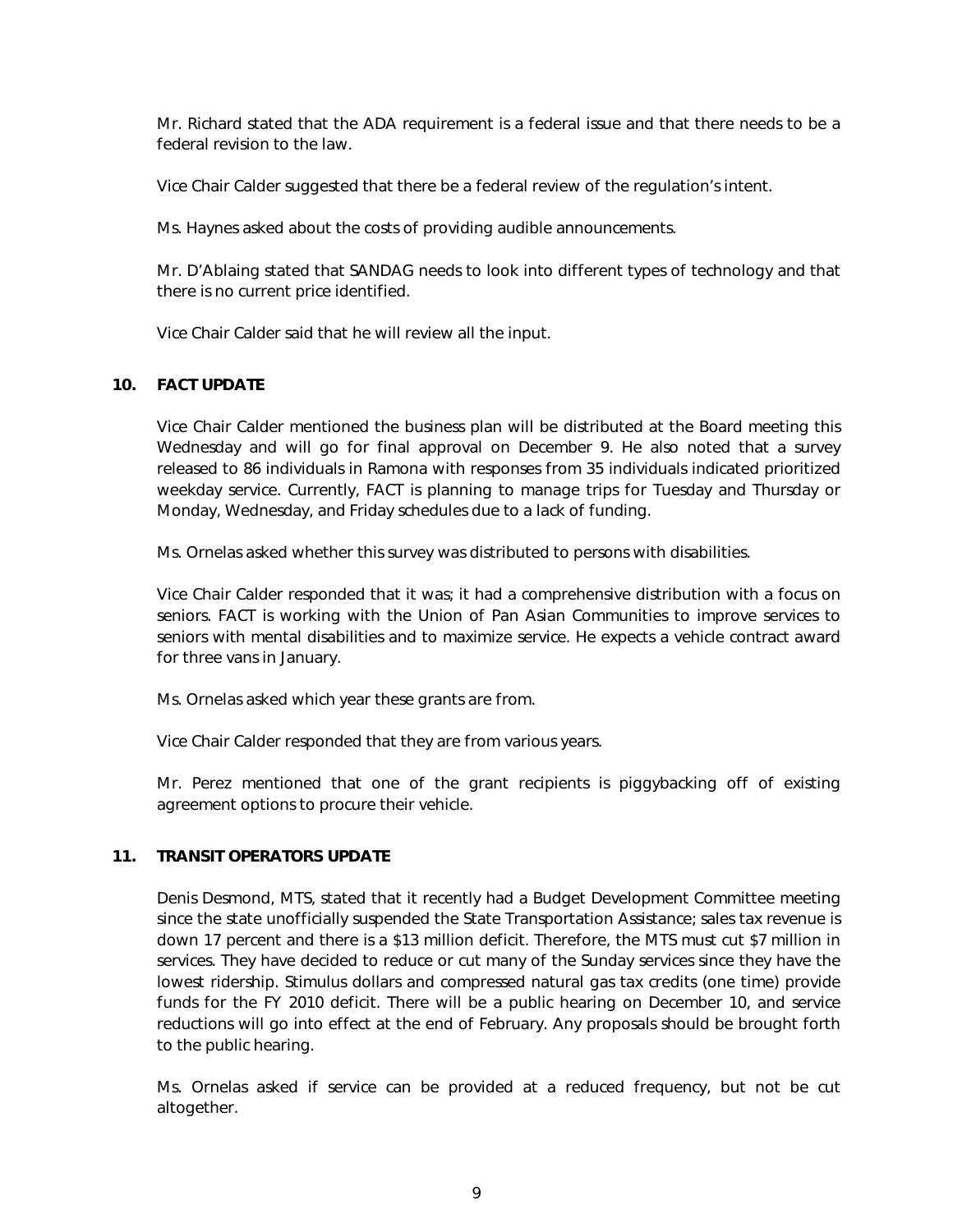Mr. Richard stated that the ADA requirement is a federal issue and that there needs to be a federal revision to the law.

Vice Chair Calder suggested that there be a federal review of the regulation's intent.

Ms. Haynes asked about the costs of providing audible announcements.

Mr. D'Ablaing stated that SANDAG needs to look into different types of technology and that there is no current price identified.

Vice Chair Calder said that he will review all the input.

## 10. FACT UPDATE

Vice Chair Calder mentioned the business plan will be distributed at the Board meeting this Wednesday and will go for final approval on December 9. He also noted that a survey released to 86 individuals in Ramona with responses from 35 individuals indicated prioritized weekday service. Currently, FACT is planning to manage trips for Tuesday and Thursday or Monday, Wednesday, and Friday schedules due to a lack of funding.

Ms. Ornelas asked whether this survey was distributed to persons with disabilities.

Vice Chair Calder responded that it was; it had a comprehensive distribution with a focus on seniors. FACT is working with the Union of Pan Asian Communities to improve services to seniors with mental disabilities and to maximize service. He expects a vehicle contract award for three vans in January.

Ms. Ornelas asked which year these grants are from.

Vice Chair Calder responded that they are from various years.

Mr. Perez mentioned that one of the grant recipients is piggybacking off of existing agreement options to procure their vehicle.

## 11. TRANSIT OPERATORS UPDATE

Denis Desmond, MTS, stated that it recently had a Budget Development Committee meeting since the state unofficially suspended the State Transportation Assistance; sales tax revenue is down 17 percent and there is a $13 million deficit. Therefore, the MTS must cut $7 million in services. They have decided to reduce or cut many of the Sunday services since they have the lowest ridership. Stimulus dollars and compressed natural gas tax credits (one time) provide funds for the FY 2010 deficit. There will be a public hearing on December 10, and service reductions will go into effect at the end of February. Any proposals should be brought forth to the public hearing.

Ms. Ornelas asked if service can be provided at a reduced frequency, but not be cut altogether.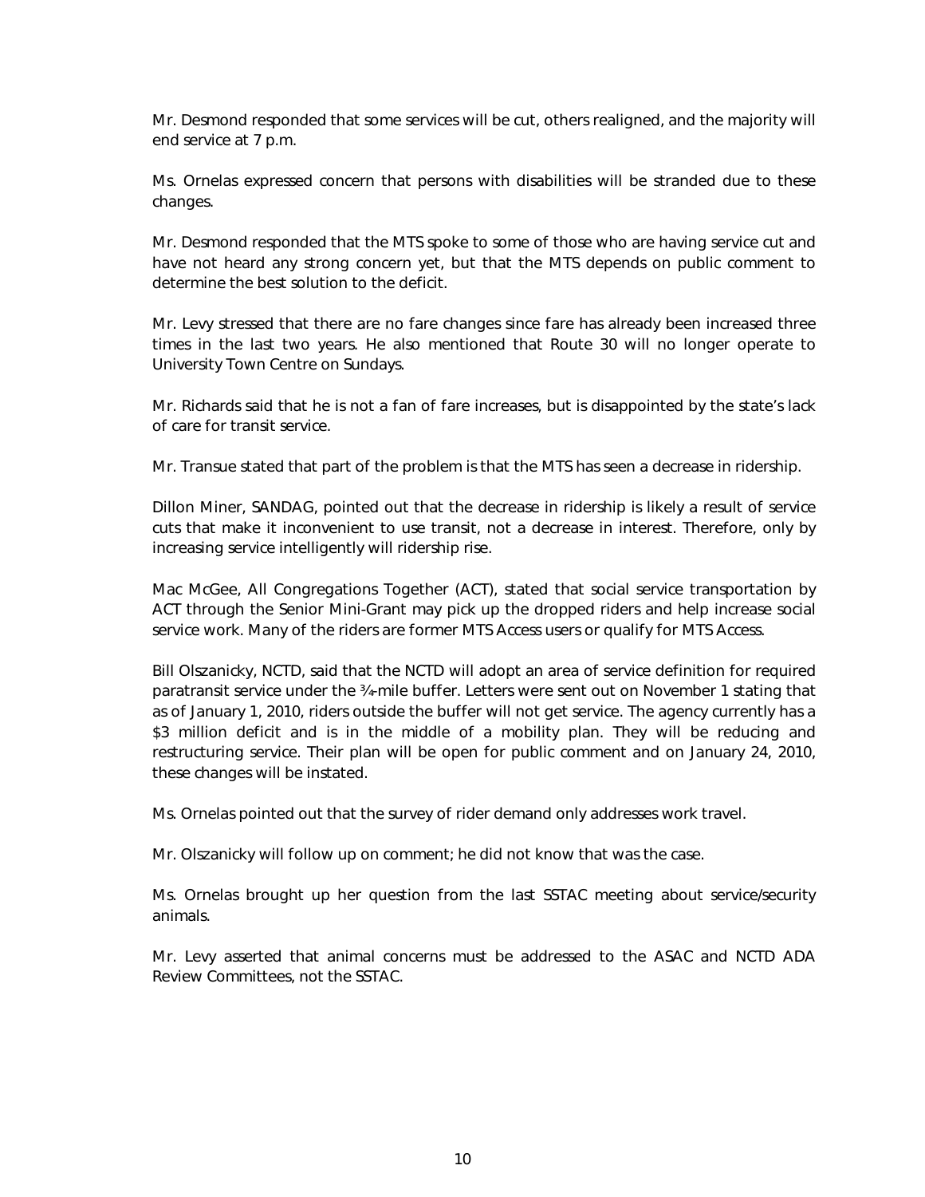Mr. Desmond responded that some services will be cut, others realigned, and the majority will end service at 7 p.m.

Ms. Ornelas expressed concern that persons with disabilities will be stranded due to these changes.

Mr. Desmond responded that the MTS spoke to some of those who are having service cut and have not heard any strong concern yet, but that the MTS depends on public comment to determine the best solution to the deficit.

Mr. Levy stressed that there are no fare changes since fare has already been increased three times in the last two years. He also mentioned that Route 30 will no longer operate to University Town Centre on Sundays.

Mr. Richards said that he is not a fan of fare increases, but is disappointed by the state's lack of care for transit service.

Mr. Transue stated that part of the problem is that the MTS has seen a decrease in ridership.

Dillon Miner, SANDAG, pointed out that the decrease in ridership is likely a result of service cuts that make it inconvenient to use transit, not a decrease in interest. Therefore, only by increasing service intelligently will ridership rise.

Mac McGee, All Congregations Together (ACT), stated that social service transportation by ACT through the Senior Mini-Grant may pick up the dropped riders and help increase social service work. Many of the riders are former MTS Access users or qualify for MTS Access.

Bill Olszanicky, NCTD, said that the NCTD will adopt an area of service definition for required paratransit service under the ¾-mile buffer. Letters were sent out on November 1 stating that as of January 1, 2010, riders outside the buffer will not get service. The agency currently has a $3 million deficit and is in the middle of a mobility plan. They will be reducing and restructuring service. Their plan will be open for public comment and on January 24, 2010, these changes will be instated.

Ms. Ornelas pointed out that the survey of rider demand only addresses work travel.

Mr. Olszanicky will follow up on comment; he did not know that was the case.

Ms. Ornelas brought up her question from the last SSTAC meeting about service/security animals.

Mr. Levy asserted that animal concerns must be addressed to the ASAC and NCTD ADA Review Committees, not the SSTAC.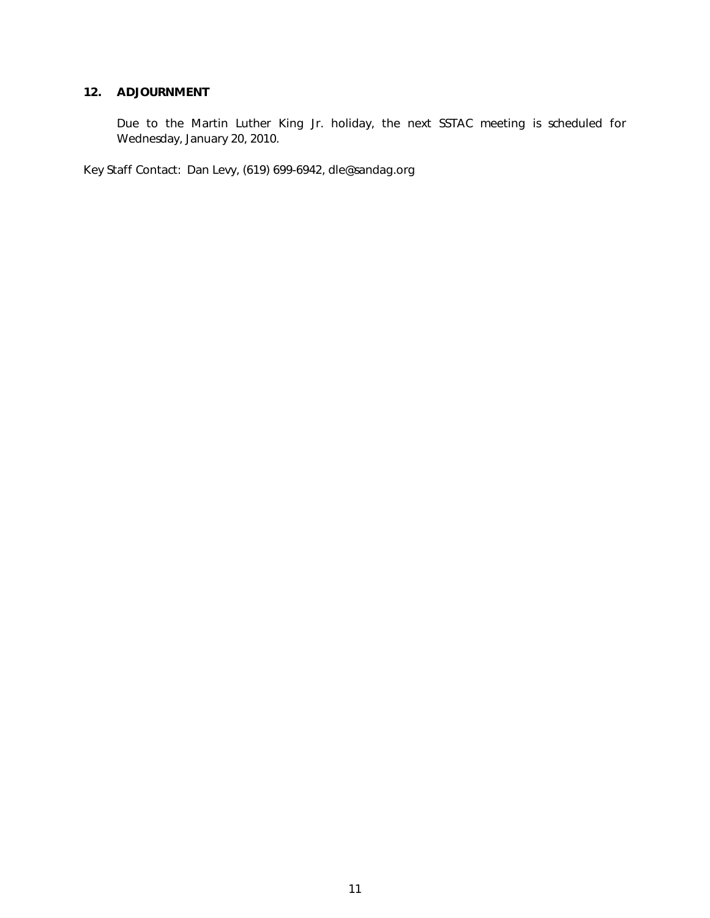**12. ADJOURNMENT**

Due to the Martin Luther King Jr. holiday, the next SSTAC meeting is scheduled for Wednesday, January 20, 2010.

Key Staff Contact: Dan Levy, (619) 699-6942, dle@sandag.org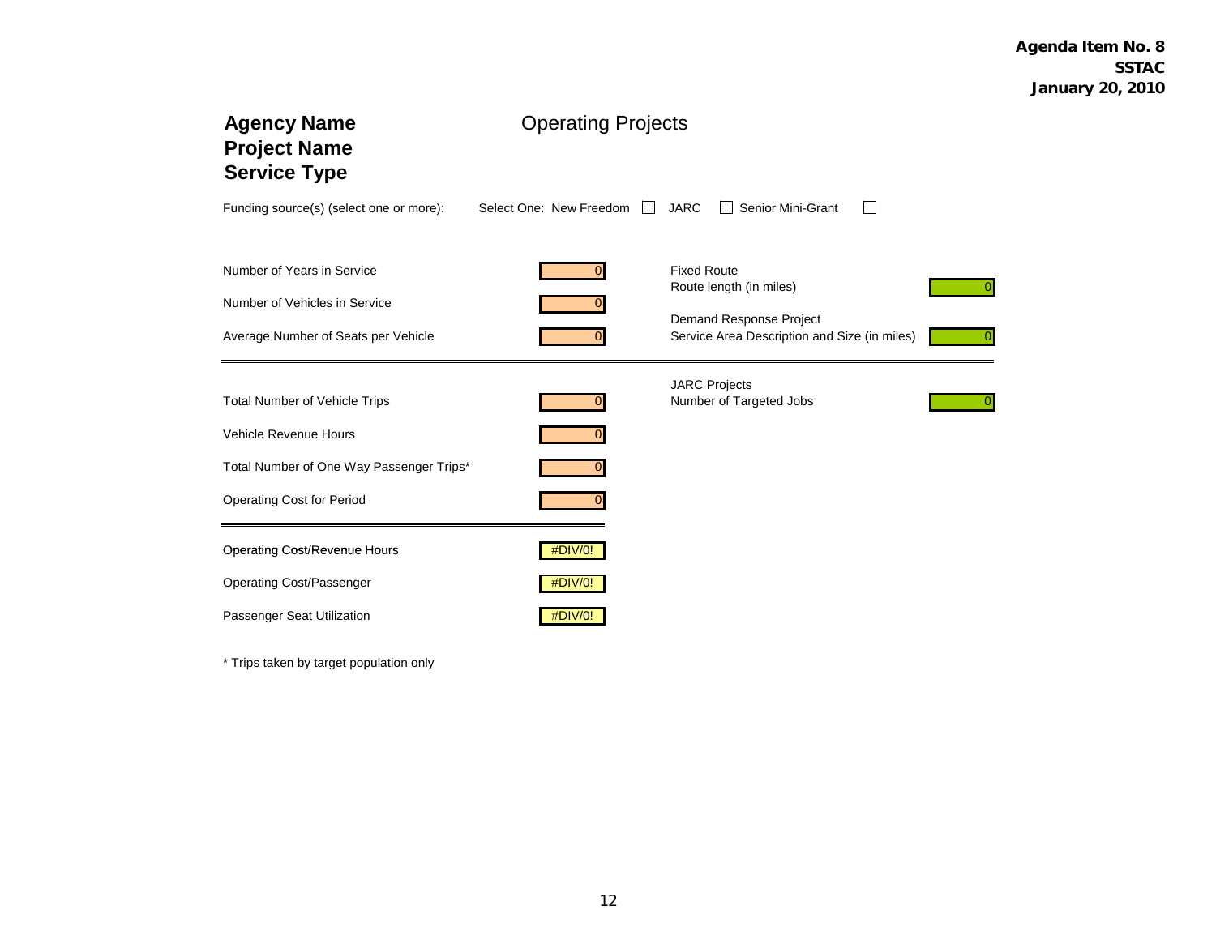**Agenda Item No. 8**
**SSTAC**
**January 20, 2010**

## Agency Name
## Project Name
## Service Type

Operating Projects

Funding source(s) (select one or more): Select One: New Freedom ☐ JARC ☐ Senior Mini-Grant ☐

| | |
|---|---|
| Number of Years in Service | 0 |
| Number of Vehicles in Service | 0 |
| Average Number of Seats per Vehicle | 0 |

| | |
|---|---|
| **Fixed Route** | |
| Route length (in miles) | 0 |
| **Demand Response Project** | |
| Service Area Description and Size (in miles) | 0 |

---

| | |
|---|---|
| Total Number of Vehicle Trips | 0 |
| Vehicle Revenue Hours | 0 |
| Total Number of One Way Passenger Trips* | 0 |
| Operating Cost for Period | 0 |

| | |
|---|---|
| **JARC Projects** | |
| Number of Targeted Jobs | 0 |

---

| | |
|---|---|
| Operating Cost/Revenue Hours | #DIV/0! |
| Operating Cost/Passenger | #DIV/0! |
| Passenger Seat Utilization | #DIV/0! |

* Trips taken by target population only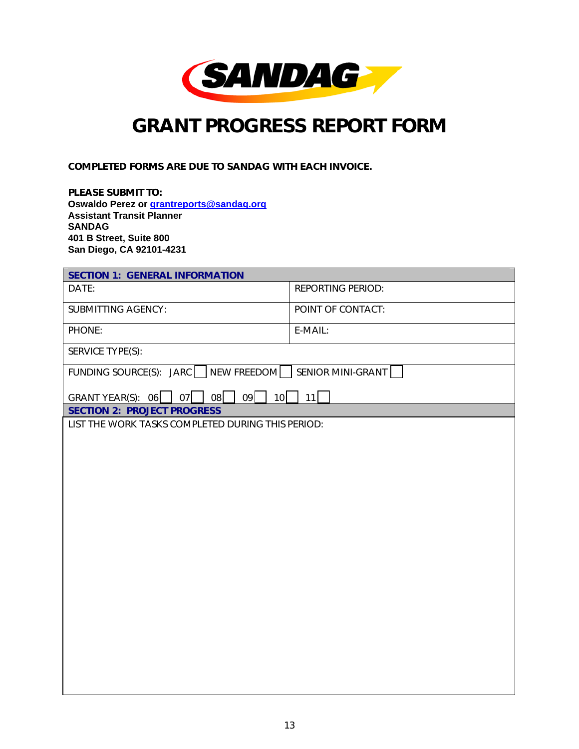# GRANT PROGRESS REPORT FORM

**COMPLETED FORMS ARE DUE TO SANDAG WITH EACH INVOICE.**

**PLEASE SUBMIT TO:**
**Oswaldo Perez or grantreports@sandag.org**
**Assistant Transit Planner**
**SANDAG**
**401 B Street, Suite 800**
**San Diego, CA 92101-4231**

| **SECTION 1: GENERAL INFORMATION** | |
|---|---|
| DATE: | REPORTING PERIOD: |
| SUBMITTING AGENCY: | POINT OF CONTACT: |
| PHONE: | E-MAIL: |
| SERVICE TYPE(S): | |
| FUNDING SOURCE(S): JARC ☐ NEW FREEDOM ☐ SENIOR MINI-GRANT ☐ <br><br> GRANT YEAR(S): 06 ☐ 07 ☐ 08 ☐ 09 ☐ 10 ☐ 11 ☐ | |
| **SECTION 2: PROJECT PROGRESS** | |
| LIST THE WORK TASKS COMPLETED DURING THIS PERIOD: | |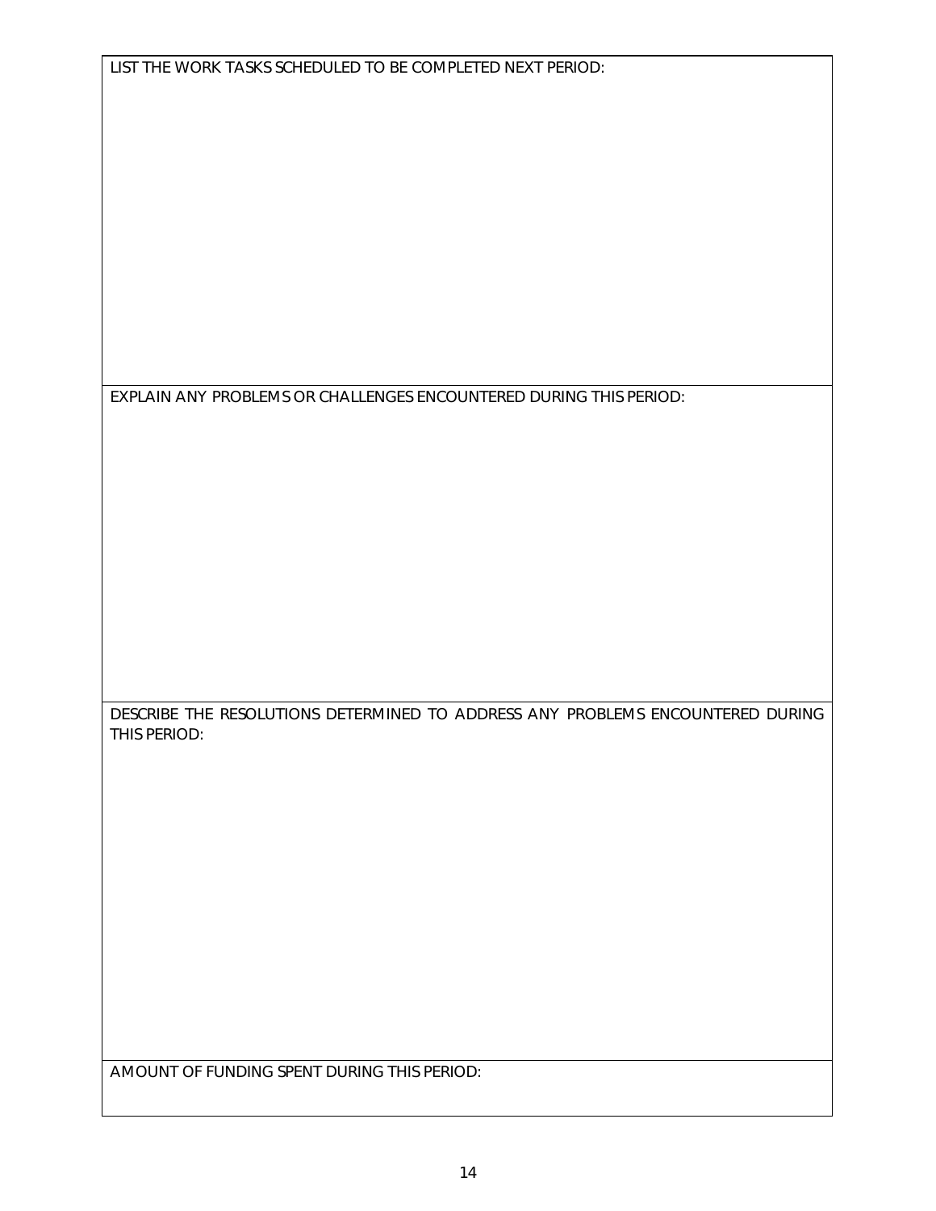| LIST THE WORK TASKS SCHEDULED TO BE COMPLETED NEXT PERIOD: |
| --- |
| EXPLAIN ANY PROBLEMS OR CHALLENGES ENCOUNTERED DURING THIS PERIOD: |
| DESCRIBE THE RESOLUTIONS DETERMINED TO ADDRESS ANY PROBLEMS ENCOUNTERED DURING THIS PERIOD: |
| AMOUNT OF FUNDING SPENT DURING THIS PERIOD: |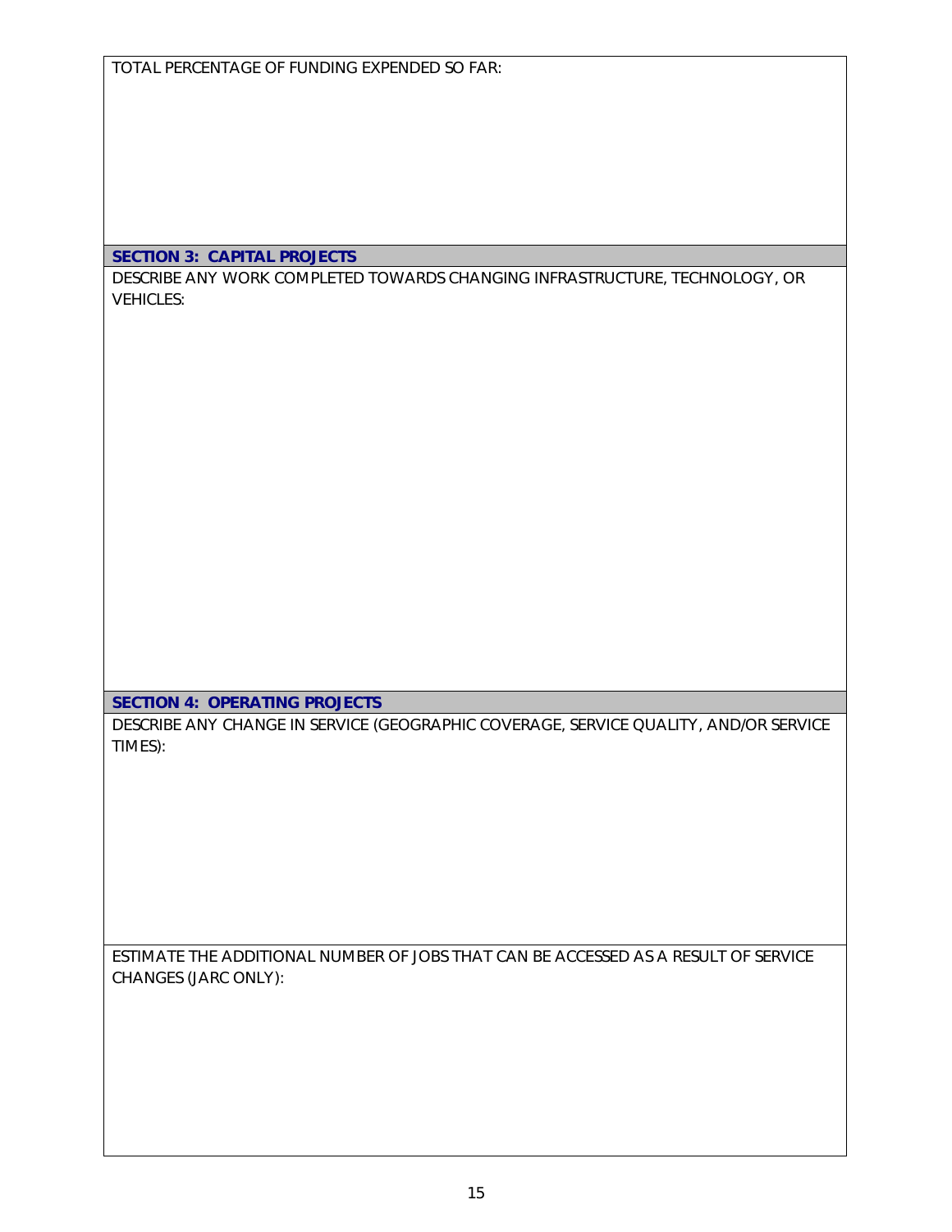TOTAL PERCENTAGE OF FUNDING EXPENDED SO FAR:

**SECTION 3: CAPITAL PROJECTS**

DESCRIBE ANY WORK COMPLETED TOWARDS CHANGING INFRASTRUCTURE, TECHNOLOGY, OR VEHICLES:

**SECTION 4: OPERATING PROJECTS**

DESCRIBE ANY CHANGE IN SERVICE (GEOGRAPHIC COVERAGE, SERVICE QUALITY, AND/OR SERVICE TIMES):

ESTIMATE THE ADDITIONAL NUMBER OF JOBS THAT CAN BE ACCESSED AS A RESULT OF SERVICE CHANGES (JARC ONLY):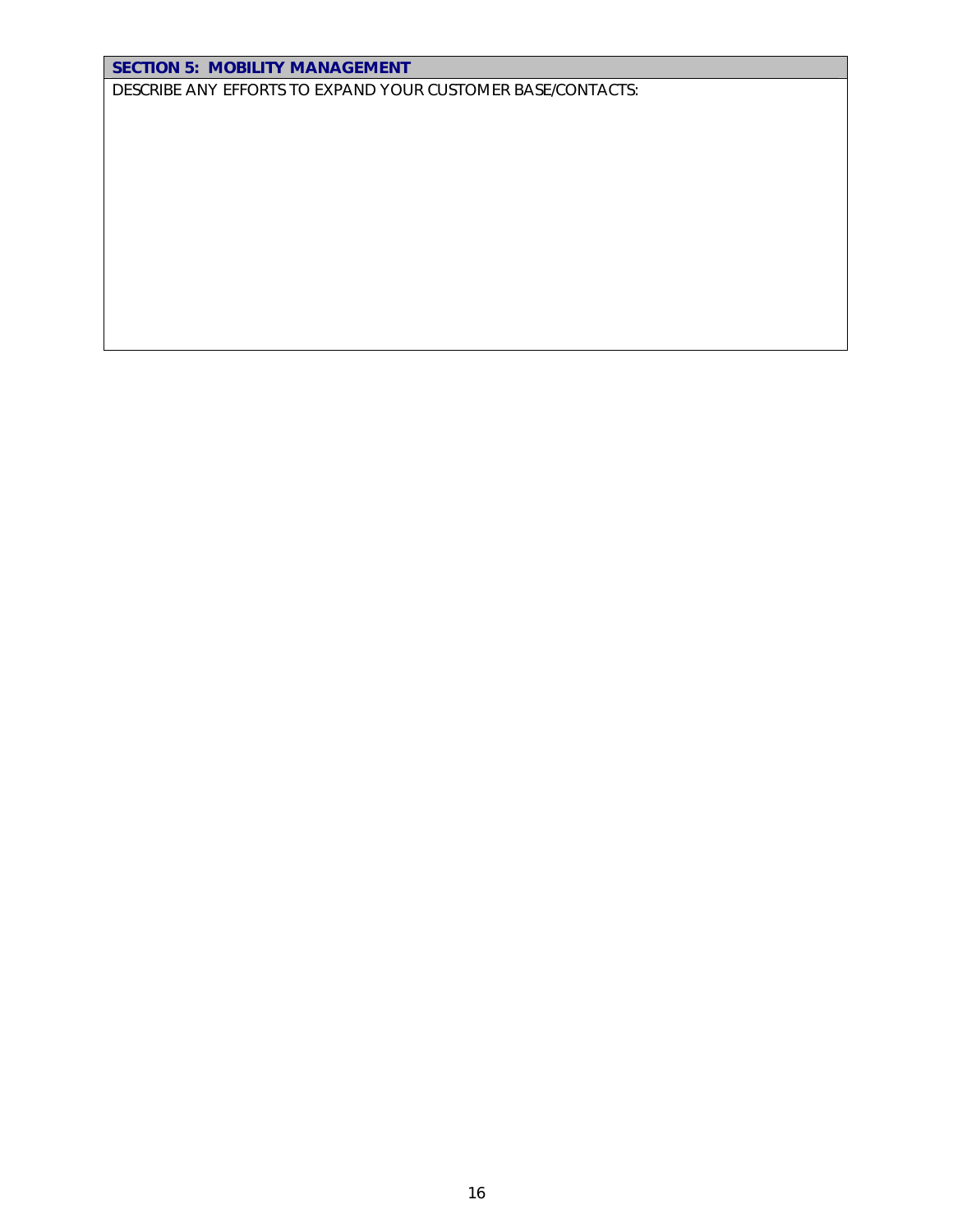## SECTION 5: MOBILITY MANAGEMENT

DESCRIBE ANY EFFORTS TO EXPAND YOUR CUSTOMER BASE/CONTACTS: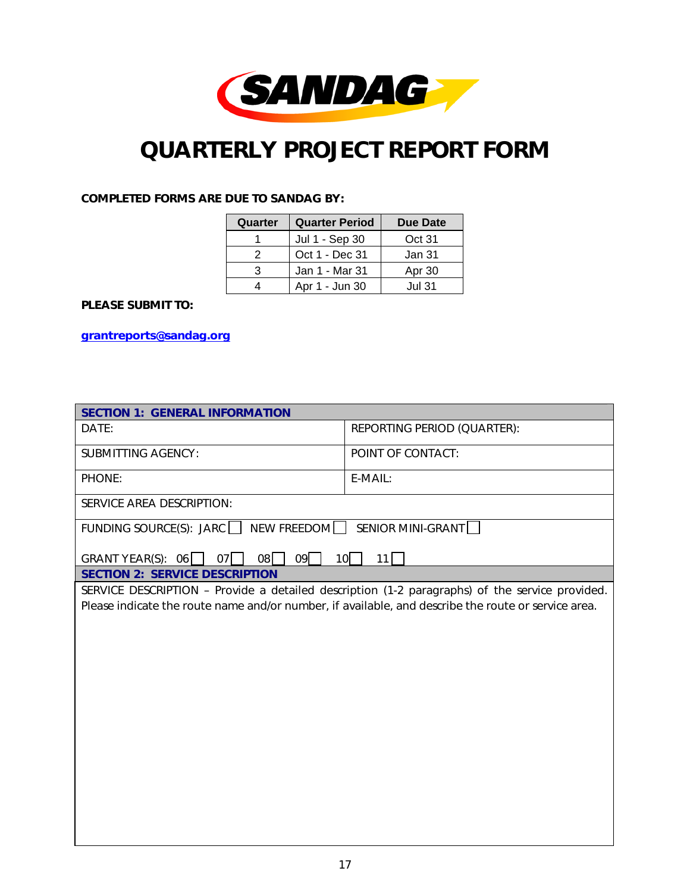SANDAG

# QUARTERLY PROJECT REPORT FORM

**COMPLETED FORMS ARE DUE TO SANDAG BY:**

| Quarter | Quarter Period | Due Date |
|---|---|---|
| 1 | Jul 1 - Sep 30 | Oct 31 |
| 2 | Oct 1 - Dec 31 | Jan 31 |
| 3 | Jan 1 - Mar 31 | Apr 30 |
| 4 | Apr 1 - Jun 30 | Jul 31 |

**PLEASE SUBMIT TO:**

**grantreports@sandag.org**

| **SECTION 1: GENERAL INFORMATION** | |
|---|---|
| DATE: | REPORTING PERIOD (QUARTER): |
| SUBMITTING AGENCY: | POINT OF CONTACT: |
| PHONE: | E-MAIL: |
| SERVICE AREA DESCRIPTION: | |
| FUNDING SOURCE(S): JARC ☐ NEW FREEDOM ☐ SENIOR MINI-GRANT ☐ | |
| GRANT YEAR(S): 06 ☐ 07 ☐ 08 ☐ 09 ☐ 10 ☐ 11 ☐ | |

| **SECTION 2: SERVICE DESCRIPTION** |
|---|
| SERVICE DESCRIPTION – Provide a detailed description (1-2 paragraphs) of the service provided. Please indicate the route name and/or number, if available, and describe the route or service area. |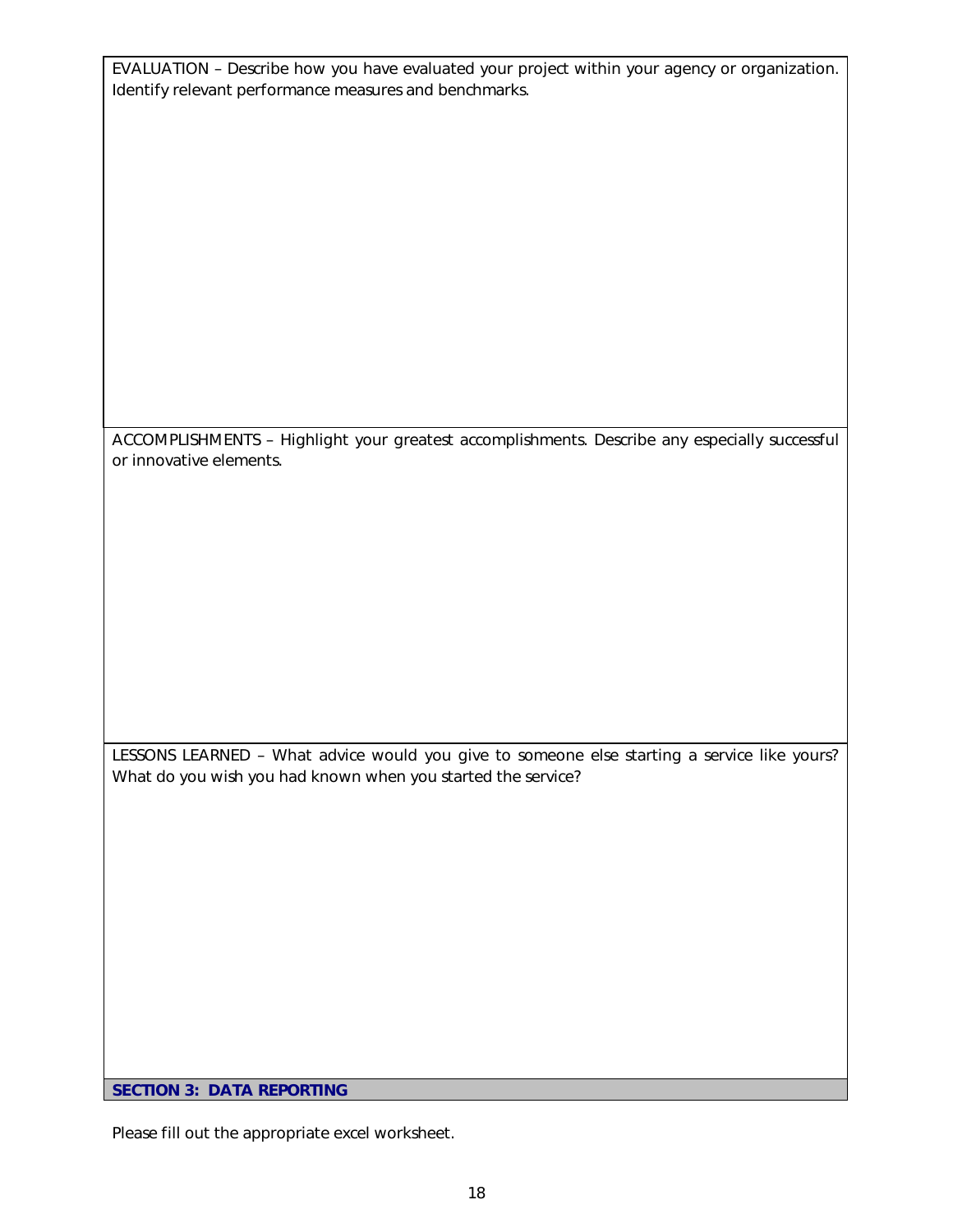EVALUATION – Describe how you have evaluated your project within your agency or organization. Identify relevant performance measures and benchmarks.

ACCOMPLISHMENTS – Highlight your greatest accomplishments. Describe any especially successful or innovative elements.

LESSONS LEARNED – What advice would you give to someone else starting a service like yours? What do you wish you had known when you started the service?

## SECTION 3: DATA REPORTING

Please fill out the appropriate excel worksheet.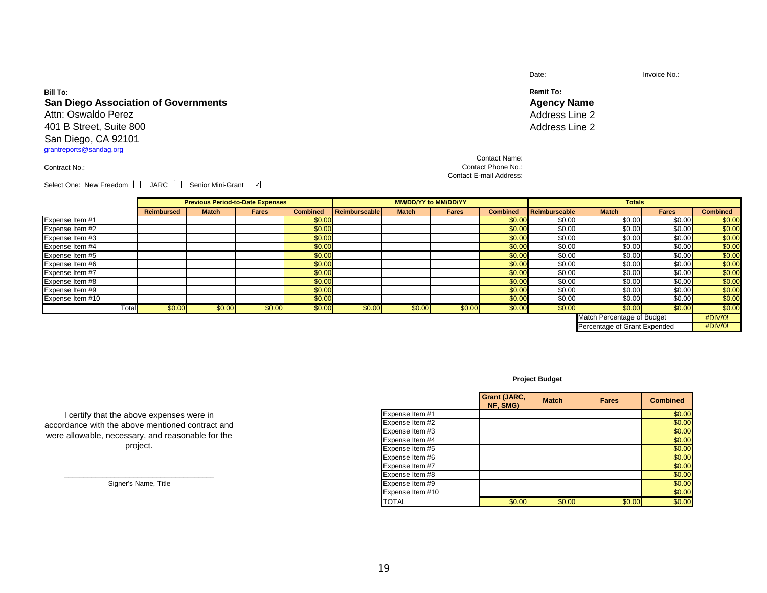Date: Invoice No.:

**Bill To:**

**San Diego Association of Governments**

Attn: Oswaldo Perez

401 B Street, Suite 800

San Diego, CA 92101

grantreports@sandag.org

**Remit To:**

**Agency Name**

Address Line 2

Address Line 2

Contract No.:

Contact Name:

Contact Phone No.:

Contact E-mail Address:

Select One: New Freedom ☐ JARC ☐ Senior Mini-Grant ☑

| | Previous Period-to-Date Expenses | | | | MM/DD/YY to MM/DD/YY | | | | Totals | | | |
|---|---|---|---|---|---|---|---|---|---|---|---|---|
| | Reimbursed | Match | Fares | Combined | Reimburseable | Match | Fares | Combined | Reimburseable | Match | Fares | Combined |
| Expense Item #1 | | | | $0.00 | | | | $0.00 | $0.00 | $0.00 | $0.00 | $0.00 |
| Expense Item #2 | | | | $0.00 | | | | $0.00 | $0.00 | $0.00 | $0.00 | $0.00 |
| Expense Item #3 | | | | $0.00 | | | | $0.00 | $0.00 | $0.00 | $0.00 | $0.00 |
| Expense Item #4 | | | | $0.00 | | | | $0.00 | $0.00 | $0.00 | $0.00 | $0.00 |
| Expense Item #5 | | | | $0.00 | | | | $0.00 | $0.00 | $0.00 | $0.00 | $0.00 |
| Expense Item #6 | | | | $0.00 | | | | $0.00 | $0.00 | $0.00 | $0.00 | $0.00 |
| Expense Item #7 | | | | $0.00 | | | | $0.00 | $0.00 | $0.00 | $0.00 | $0.00 |
| Expense Item #8 | | | | $0.00 | | | | $0.00 | $0.00 | $0.00 | $0.00 | $0.00 |
| Expense Item #9 | | | | $0.00 | | | | $0.00 | $0.00 | $0.00 | $0.00 | $0.00 |
| Expense Item #10 | | | | $0.00 | | | | $0.00 | $0.00 | $0.00 | $0.00 | $0.00 |
| Total | $0.00 | $0.00 | $0.00 | $0.00 | $0.00 | $0.00 | $0.00 | $0.00 | $0.00 | $0.00 | $0.00 | $0.00 |
| | | | | | | | | | | Match Percentage of Budget | | #DIV/0! |
| | | | | | | | | | | Percentage of Grant Expended | | #DIV/0! |

**Project Budget**

| | Grant (JARC, NF, SMG) | Match | Fares | Combined |
|---|---|---|---|---|
| Expense Item #1 | | | | $0.00 |
| Expense Item #2 | | | | $0.00 |
| Expense Item #3 | | | | $0.00 |
| Expense Item #4 | | | | $0.00 |
| Expense Item #5 | | | | $0.00 |
| Expense Item #6 | | | | $0.00 |
| Expense Item #7 | | | | $0.00 |
| Expense Item #8 | | | | $0.00 |
| Expense Item #9 | | | | $0.00 |
| Expense Item #10 | | | | $0.00 |
| TOTAL | $0.00 | $0.00 | $0.00 | $0.00 |

I certify that the above expenses were in accordance with the above mentioned contract and were allowable, necessary, and reasonable for the project.

\_\_\_\_\_\_\_\_\_\_\_\_\_\_\_\_\_\_\_\_\_\_\_\_\_\_\_\_\_\_\_\_\_\_\_

Signer's Name, Title